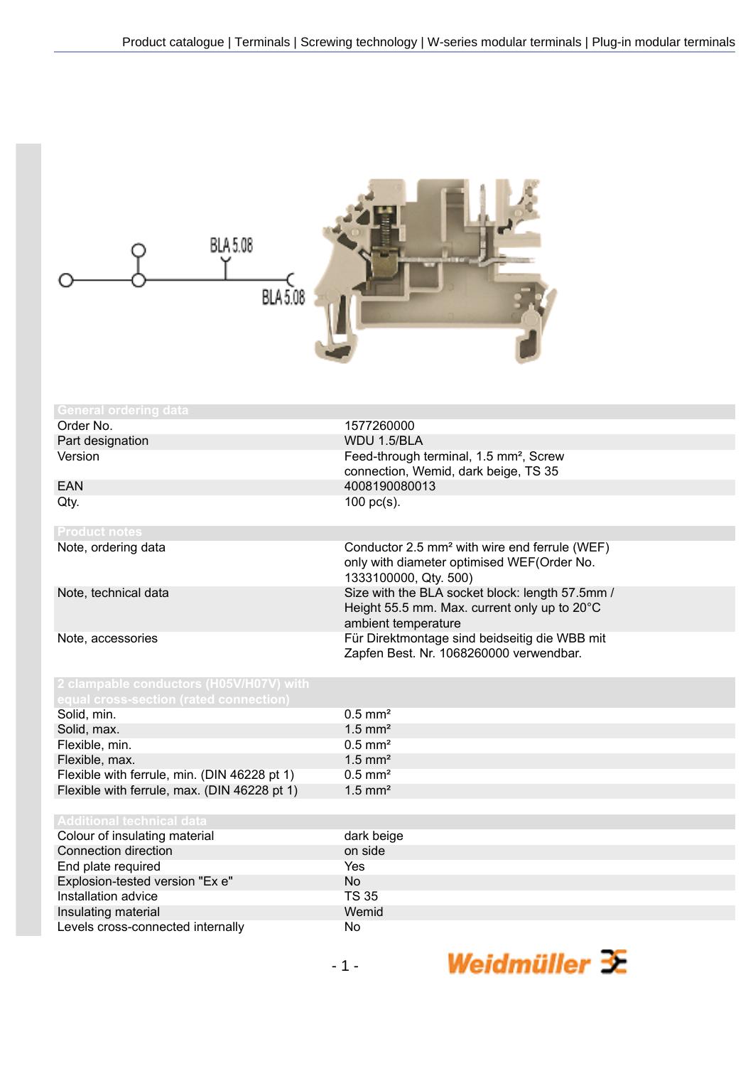Product catalogue | Terminals | Screwing technology | W-series modular terminals | Plug-in modular terminals

BLA 5.08

BLA 5.08

| General ordering data | |
|---|---|
| Order No. | 1577260000 |
| Part designation | WDU 1.5/BLA |
| Version | Feed-through terminal, 1.5 mm², Screw connection, Wemid, dark beige, TS 35 |
| EAN | 4008190080013 |
| Qty. | 100 pc(s). |

| Product notes | |
|---|---|
| Note, ordering data | Conductor 2.5 mm² with wire end ferrule (WEF) only with diameter optimised WEF(Order No. 1333100000, Qty. 500) |
| Note, technical data | Size with the BLA socket block: length 57.5mm / Height 55.5 mm. Max. current only up to 20°C ambient temperature |
| Note, accessories | Für Direktmontage sind beidseitig die WBB mit Zapfen Best. Nr. 1068260000 verwendbar. |

| 2 clampable conductors (H05V/H07V) with equal cross-section (rated connection) | |
|---|---|
| Solid, min. | 0.5 mm² |
| Solid, max. | 1.5 mm² |
| Flexible, min. | 0.5 mm² |
| Flexible, max. | 1.5 mm² |
| Flexible with ferrule, min. (DIN 46228 pt 1) | 0.5 mm² |
| Flexible with ferrule, max. (DIN 46228 pt 1) | 1.5 mm² |

| Additional technical data | |
|---|---|
| Colour of insulating material | dark beige |
| Connection direction | on side |
| End plate required | Yes |
| Explosion-tested version "Ex e" | No |
| Installation advice | TS 35 |
| Insulating material | Wemid |
| Levels cross-connected internally | No |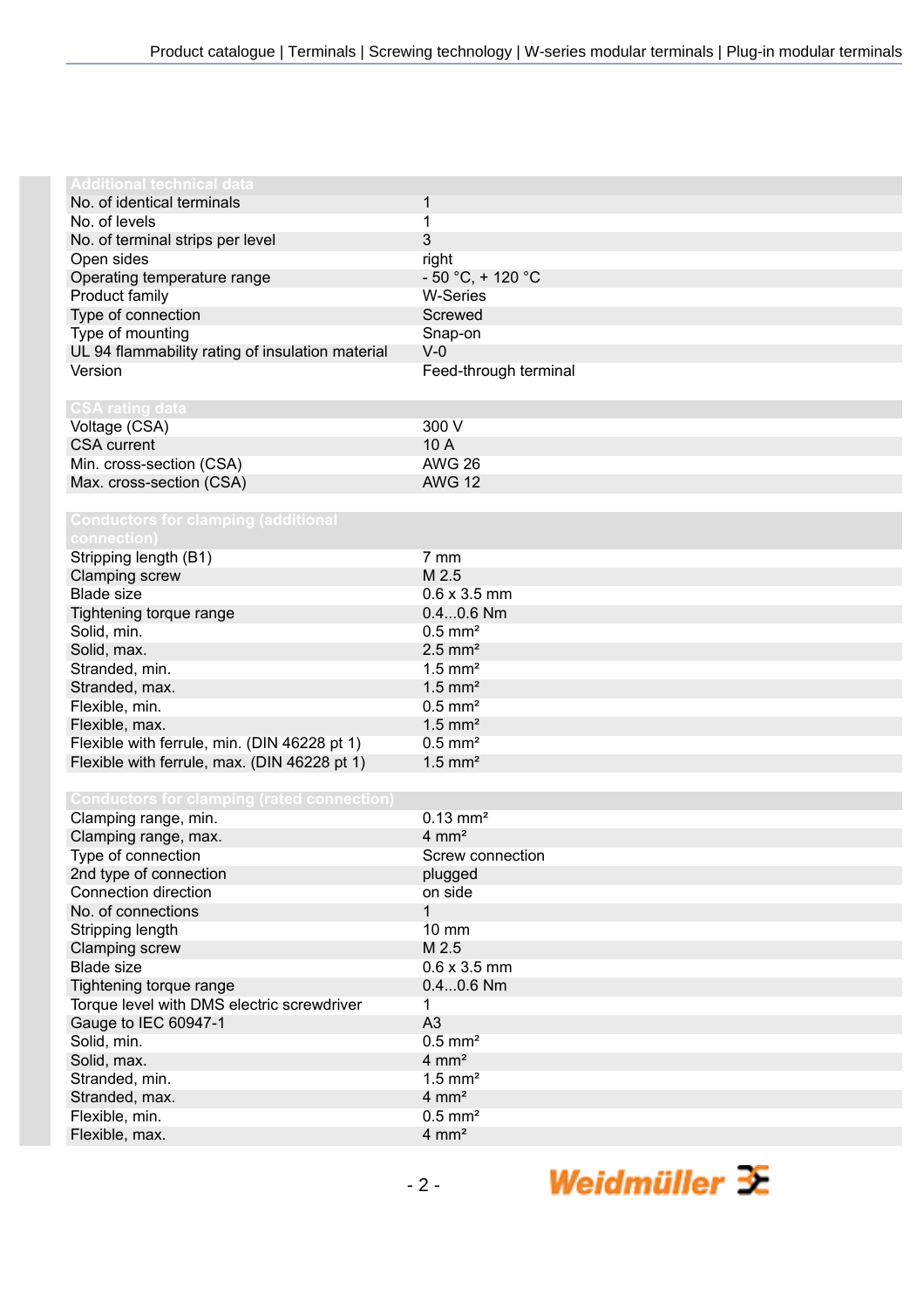| Additional technical data | |
|---|---|
| No. of identical terminals | 1 |
| No. of levels | 1 |
| No. of terminal strips per level | 3 |
| Open sides | right |
| Operating temperature range | - 50 °C, + 120 °C |
| Product family | W-Series |
| Type of connection | Screwed |
| Type of mounting | Snap-on |
| UL 94 flammability rating of insulation material | V-0 |
| Version | Feed-through terminal |

| CSA rating data | |
|---|---|
| Voltage (CSA) | 300 V |
| CSA current | 10 A |
| Min. cross-section (CSA) | AWG 26 |
| Max. cross-section (CSA) | AWG 12 |

| Conductors for clamping (additional connection) | |
|---|---|
| Stripping length (B1) | 7 mm |
| Clamping screw | M 2.5 |
| Blade size | 0.6 x 3.5 mm |
| Tightening torque range | 0.4...0.6 Nm |
| Solid, min. | 0.5 mm² |
| Solid, max. | 2.5 mm² |
| Stranded, min. | 1.5 mm² |
| Stranded, max. | 1.5 mm² |
| Flexible, min. | 0.5 mm² |
| Flexible, max. | 1.5 mm² |
| Flexible with ferrule, min. (DIN 46228 pt 1) | 0.5 mm² |
| Flexible with ferrule, max. (DIN 46228 pt 1) | 1.5 mm² |

| Conductors for clamping (rated connection) | |
|---|---|
| Clamping range, min. | 0.13 mm² |
| Clamping range, max. | 4 mm² |
| Type of connection | Screw connection |
| 2nd type of connection | plugged |
| Connection direction | on side |
| No. of connections | 1 |
| Stripping length | 10 mm |
| Clamping screw | M 2.5 |
| Blade size | 0.6 x 3.5 mm |
| Tightening torque range | 0.4...0.6 Nm |
| Torque level with DMS electric screwdriver | 1 |
| Gauge to IEC 60947-1 | A3 |
| Solid, min. | 0.5 mm² |
| Solid, max. | 4 mm² |
| Stranded, min. | 1.5 mm² |
| Stranded, max. | 4 mm² |
| Flexible, min. | 0.5 mm² |
| Flexible, max. | 4 mm² |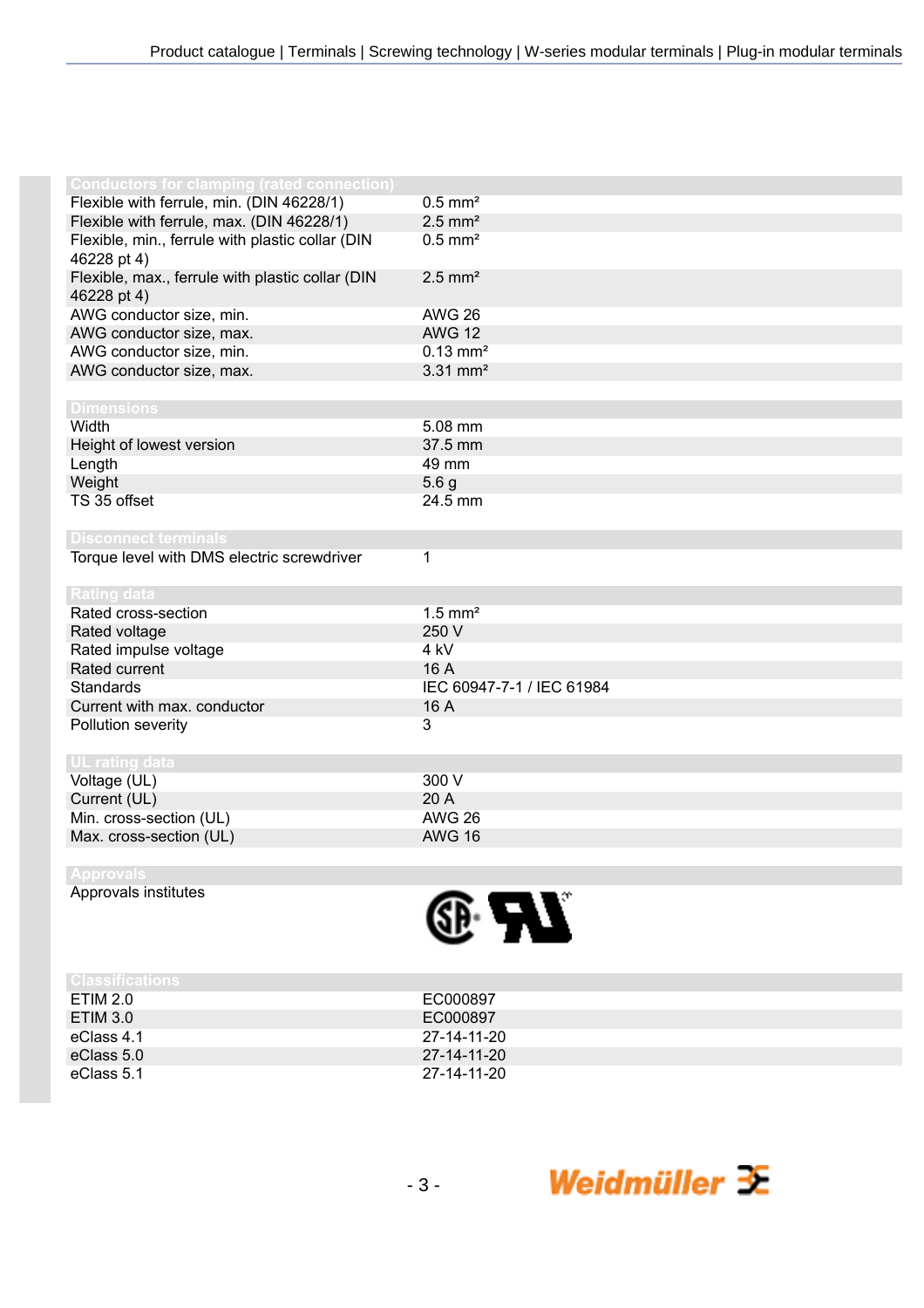| Conductors for clamping (rated connection) | |
|---|---|
| Flexible with ferrule, min. (DIN 46228/1) | 0.5 mm² |
| Flexible with ferrule, max. (DIN 46228/1) | 2.5 mm² |
| Flexible, min., ferrule with plastic collar (DIN 46228 pt 4) | 0.5 mm² |
| Flexible, max., ferrule with plastic collar (DIN 46228 pt 4) | 2.5 mm² |
| AWG conductor size, min. | AWG 26 |
| AWG conductor size, max. | AWG 12 |
| AWG conductor size, min. | 0.13 mm² |
| AWG conductor size, max. | 3.31 mm² |

| Dimensions | |
|---|---|
| Width | 5.08 mm |
| Height of lowest version | 37.5 mm |
| Length | 49 mm |
| Weight | 5.6 g |
| TS 35 offset | 24.5 mm |

| Disconnect terminals | |
|---|---|
| Torque level with DMS electric screwdriver | 1 |

| Rating data | |
|---|---|
| Rated cross-section | 1.5 mm² |
| Rated voltage | 250 V |
| Rated impulse voltage | 4 kV |
| Rated current | 16 A |
| Standards | IEC 60947-7-1 / IEC 61984 |
| Current with max. conductor | 16 A |
| Pollution severity | 3 |

| UL rating data | |
|---|---|
| Voltage (UL) | 300 V |
| Current (UL) | 20 A |
| Min. cross-section (UL) | AWG 26 |
| Max. cross-section (UL) | AWG 16 |

| Approvals | |
|---|---|
| Approvals institutes | |

| Classifications | |
|---|---|
| ETIM 2.0 | EC000897 |
| ETIM 3.0 | EC000897 |
| eClass 4.1 | 27-14-11-20 |
| eClass 5.0 | 27-14-11-20 |
| eClass 5.1 | 27-14-11-20 |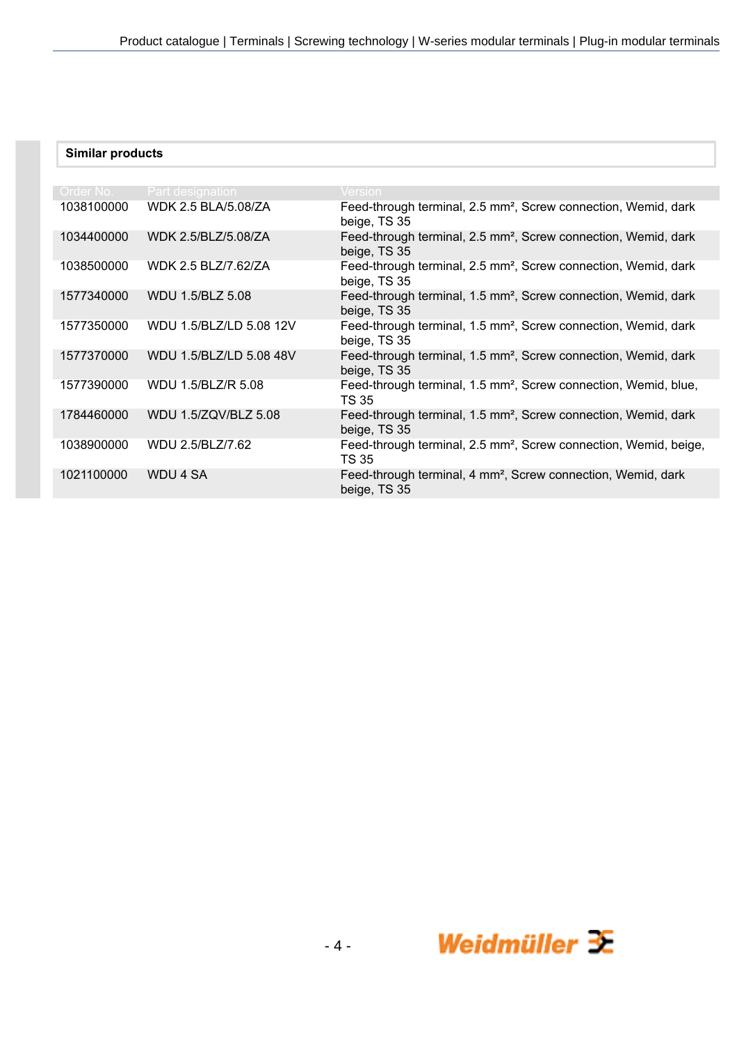## Similar products

| Order No. | Part designation | Version |
|---|---|---|
| 1038100000 | WDK 2.5 BLA/5.08/ZA | Feed-through terminal, 2.5 mm², Screw connection, Wemid, dark beige, TS 35 |
| 1034400000 | WDK 2.5/BLZ/5.08/ZA | Feed-through terminal, 2.5 mm², Screw connection, Wemid, dark beige, TS 35 |
| 1038500000 | WDK 2.5 BLZ/7.62/ZA | Feed-through terminal, 2.5 mm², Screw connection, Wemid, dark beige, TS 35 |
| 1577340000 | WDU 1.5/BLZ 5.08 | Feed-through terminal, 1.5 mm², Screw connection, Wemid, dark beige, TS 35 |
| 1577350000 | WDU 1.5/BLZ/LD 5.08 12V | Feed-through terminal, 1.5 mm², Screw connection, Wemid, dark beige, TS 35 |
| 1577370000 | WDU 1.5/BLZ/LD 5.08 48V | Feed-through terminal, 1.5 mm², Screw connection, Wemid, dark beige, TS 35 |
| 1577390000 | WDU 1.5/BLZ/R 5.08 | Feed-through terminal, 1.5 mm², Screw connection, Wemid, blue, TS 35 |
| 1784460000 | WDU 1.5/ZQV/BLZ 5.08 | Feed-through terminal, 1.5 mm², Screw connection, Wemid, dark beige, TS 35 |
| 1038900000 | WDU 2.5/BLZ/7.62 | Feed-through terminal, 2.5 mm², Screw connection, Wemid, beige, TS 35 |
| 1021100000 | WDU 4 SA | Feed-through terminal, 4 mm², Screw connection, Wemid, dark beige, TS 35 |